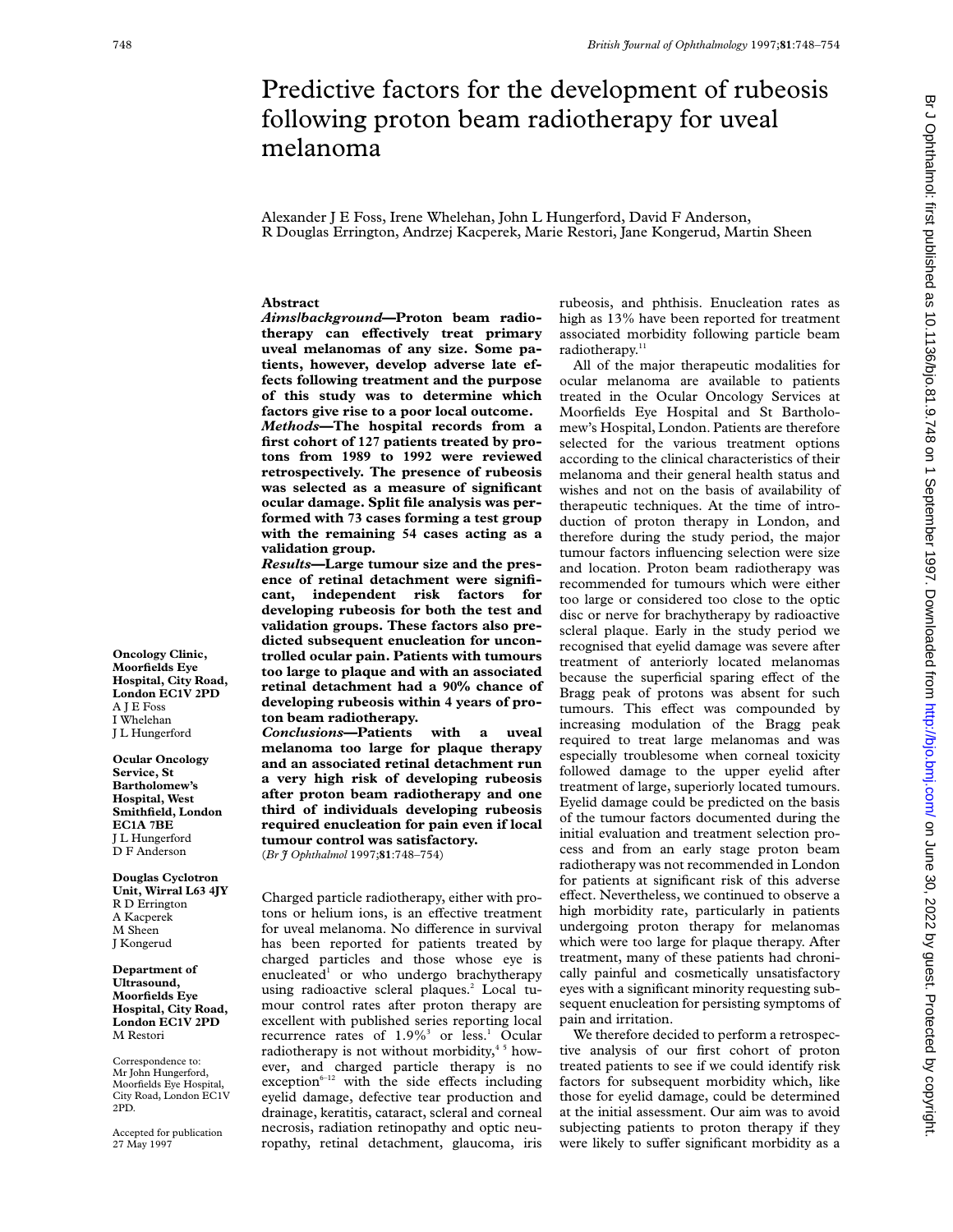# Predictive factors for the development of rubeosis following proton beam radiotherapy for uveal melanoma

Alexander J E Foss, Irene Whelehan, John L Hungerford, David F Anderson, R Douglas Errington, Andrzej Kacperek, Marie Restori, Jane Kongerud, Martin Sheen

**Oncology Clinic, Moorfields Eye Hospital, City Road, London EC1V 2PD**
A J E Foss
I Whelehan
J L Hungerford

**Ocular Oncology Service, St Bartholomew's Hospital, West Smithfield, London EC1A 7BE**
J L Hungerford
D F Anderson

**Douglas Cyclotron Unit, Wirral L63 4JY**
R D Errington
A Kacperek
M Sheen
J Kongerud

**Department of Ultrasound, Moorfields Eye Hospital, City Road, London EC1V 2PD**
M Restori

Correspondence to: Mr John Hungerford, Moorfields Eye Hospital, City Road, London EC1V 2PD.

Accepted for publication 27 May 1997

## Abstract

***Aims/background*—Proton beam radiotherapy can effectively treat primary uveal melanomas of any size. Some patients, however, develop adverse late effects following treatment and the purpose of this study was to determine which factors give rise to a poor local outcome.**

***Methods*—The hospital records from a first cohort of 127 patients treated by protons from 1989 to 1992 were reviewed retrospectively. The presence of rubeosis was selected as a measure of significant ocular damage. Split file analysis was performed with 73 cases forming a test group with the remaining 54 cases acting as a validation group.**

***Results*—Large tumour size and the presence of retinal detachment were significant, independent risk factors for developing rubeosis for both the test and validation groups. These factors also predicted subsequent enucleation for uncontrolled ocular pain. Patients with tumours too large to plaque and with an associated retinal detachment had a 90% chance of developing rubeosis within 4 years of proton beam radiotherapy.**

***Conclusions*—Patients with a uveal melanoma too large for plaque therapy and an associated retinal detachment run a very high risk of developing rubeosis after proton beam radiotherapy and one third of individuals developing rubeosis required enucleation for pain even if local tumour control was satisfactory.**

(*Br J Ophthalmol* 1997;**81**:748–754)

Charged particle radiotherapy, either with protons or helium ions, is an effective treatment for uveal melanoma. No difference in survival has been reported for patients treated by charged particles and those whose eye is enucleated[1] or who undergo brachytherapy using radioactive scleral plaques.[2] Local tumour control rates after proton therapy are excellent with published series reporting local recurrence rates of 1.9%[3] or less.[1] Ocular radiotherapy is not without morbidity,[4 5] however, and charged particle therapy is no exception[6–12] with the side effects including eyelid damage, defective tear production and drainage, keratitis, cataract, scleral and corneal necrosis, radiation retinopathy and optic neuropathy, retinal detachment, glaucoma, iris rubeosis, and phthisis. Enucleation rates as high as 13% have been reported for treatment associated morbidity following particle beam radiotherapy.[11]

All of the major therapeutic modalities for ocular melanoma are available to patients treated in the Ocular Oncology Services at Moorfields Eye Hospital and St Bartholomew's Hospital, London. Patients are therefore selected for the various treatment options according to the clinical characteristics of their melanoma and their general health status and wishes and not on the basis of availability of therapeutic techniques. At the time of introduction of proton therapy in London, and therefore during the study period, the major tumour factors influencing selection were size and location. Proton beam radiotherapy was recommended for tumours which were either too large or considered too close to the optic disc or nerve for brachytherapy by radioactive scleral plaque. Early in the study period we recognised that eyelid damage was severe after treatment of anteriorly located melanomas because the superficial sparing effect of the Bragg peak of protons was absent for such tumours. This effect was compounded by increasing modulation of the Bragg peak required to treat large melanomas and was especially troublesome when corneal toxicity followed damage to the upper eyelid after treatment of large, superiorly located tumours. Eyelid damage could be predicted on the basis of the tumour factors documented during the initial evaluation and treatment selection process and from an early stage proton beam radiotherapy was not recommended in London for patients at significant risk of this adverse effect. Nevertheless, we continued to observe a high morbidity rate, particularly in patients undergoing proton therapy for melanomas which were too large for plaque therapy. After treatment, many of these patients had chronically painful and cosmetically unsatisfactory eyes with a significant minority requesting subsequent enucleation for persisting symptoms of pain and irritation.

We therefore decided to perform a retrospective analysis of our first cohort of proton treated patients to see if we could identify risk factors for subsequent morbidity which, like those for eyelid damage, could be determined at the initial assessment. Our aim was to avoid subjecting patients to proton therapy if they were likely to suffer significant morbidity as a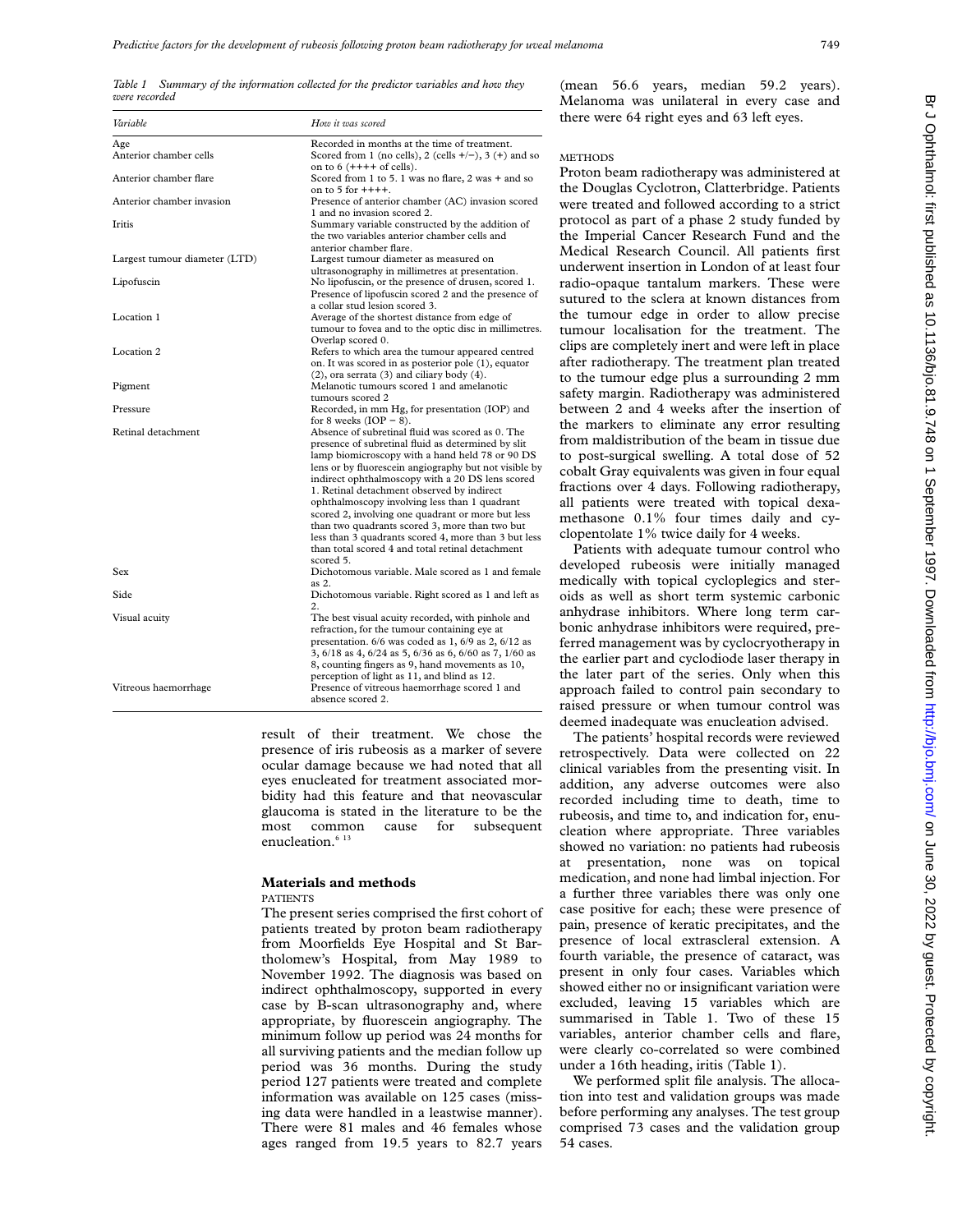*Table 1 Summary of the information collected for the predictor variables and how they were recorded*

| Variable | How it was scored |
|---|---|
| Age | Recorded in months at the time of treatment. |
| Anterior chamber cells | Scored from 1 (no cells), 2 (cells +/−), 3 (+) and so on to 6 (++++ of cells). |
| Anterior chamber flare | Scored from 1 to 5. 1 was no flare, 2 was + and so on to 5 for ++++. |
| Anterior chamber invasion | Presence of anterior chamber (AC) invasion scored 1 and no invasion scored 2. |
| Iritis | Summary variable constructed by the addition of the two variables anterior chamber cells and anterior chamber flare. |
| Largest tumour diameter (LTD) | Largest tumour diameter as measured on ultrasonography in millimetres at presentation. |
| Lipofuscin | No lipofuscin, or the presence of drusen, scored 1. Presence of lipofuscin scored 2 and the presence of a collar stud lesion scored 3. |
| Location 1 | Average of the shortest distance from edge of tumour to the fovea and to the optic disc in millimetres. Overlap scored 0. |
| Location 2 | Refers to which area the tumour appeared centred on. It was scored in as posterior pole (1), equator (2), ora serrata (3) and ciliary body (4). |
| Pigment | Melanotic tumours scored 1 and amelanotic tumours scored 2 |
| Pressure | Recorded, in mm Hg, for presentation (IOP) and for 8 weeks (IOP − 8). |
| Retinal detachment | Absence of subretinal fluid was scored as 0. The presence of subretinal fluid as determined by slit lamp biomicroscopy with a hand held 78 or 90 DS lens or by fluorescein angiography but not visible by indirect ophthalmoscopy with a 20 DS lens scored 1. Retinal detachment observed by indirect ophthalmoscopy involving less than 1 quadrant scored 2, involving one quadrant or more but less than two quadrants scored 3, more than two but less than 3 quadrants scored 4, more than 3 but less than total scored 4 and total retinal detachment scored 5. |
| Sex | Dichotomous variable. Male scored as 1 and female as 2. |
| Side | Dichotomous variable. Right scored as 1 and left as 2. |
| Visual acuity | The best visual acuity recorded, with pinhole and refraction, for the tumour containing eye at presentation. 6/6 was coded as 1, 6/9 as 2, 6/12 as 3, 6/18 as 4, 6/24 as 5, 6/36 as 6, 6/60 as 7, 1/60 as 8, counting fingers as 9, hand movements as 10, perception of light as 11, and blind as 12. |
| Vitreous haemorrhage | Presence of vitreous haemorrhage scored 1 and absence scored 2. |

result of their treatment. We chose the presence of iris rubeosis as a marker of severe ocular damage because we had noted that all eyes enucleated for treatment associated morbidity had this feature and that neovascular glaucoma is stated in the literature to be the most common cause for subsequent enucleation.[6 13]

## Materials and methods

### PATIENTS

The present series comprised the first cohort of patients treated by proton beam radiotherapy from Moorfields Eye Hospital and St Bartholomew's Hospital, from May 1989 to November 1992. The diagnosis was based on indirect ophthalmoscopy, supported in every case by B-scan ultrasonography and, where appropriate, by fluorescein angiography. The minimum follow up period was 24 months for all surviving patients and the median follow up period was 36 months. During the study period 127 patients were treated and complete information was available on 125 cases (missing data were handled in a leastwise manner). There were 81 males and 46 females whose ages ranged from 19.5 years to 82.7 years (mean 56.6 years, median 59.2 years). Melanoma was unilateral in every case and there were 64 right eyes and 63 left eyes.

### METHODS

Proton beam radiotherapy was administered at the Douglas Cyclotron, Clatterbridge. Patients were treated and followed according to a strict protocol as part of a phase 2 study funded by the Imperial Cancer Research Fund and the Medical Research Council. All patients first underwent insertion in London of at least four radio-opaque tantalum markers. These were sutured to the sclera at known distances from the tumour edge in order to allow precise tumour localisation for the treatment. The clips are completely inert and were left in place after radiotherapy. The treatment plan treated to the tumour edge plus a surrounding 2 mm safety margin. Radiotherapy was administered between 2 and 4 weeks after the insertion of the markers to eliminate any error resulting from maldistribution of the beam in tissue due to post-surgical swelling. A total dose of 52 cobalt Gray equivalents was given in four equal fractions over 4 days. Following radiotherapy, all patients were treated with topical dexamethasone 0.1% four times daily and cyclopentolate 1% twice daily for 4 weeks.

Patients with adequate tumour control who developed rubeosis were initially managed medically with topical cycloplegics and steroids as well as short term systemic carbonic anhydrase inhibitors. Where long term carbonic anhydrase inhibitors were required, preferred management was by cyclocryotherapy in the earlier part and cyclodiode laser therapy in the later part of the series. Only when this approach failed to control pain secondary to raised pressure or when tumour control was deemed inadequate was enucleation advised.

The patients' hospital records were reviewed retrospectively. Data were collected on 22 clinical variables from the presenting visit. In addition, any adverse outcomes were also recorded including time to death, time to rubeosis, and time to, and indication for, enucleation where appropriate. Three variables showed no variation: no patients had rubeosis at presentation, none was on topical medication, and none had limbal injection. For a further three variables there was only one case positive for each; these were presence of pain, presence of keratic precipitates, and the presence of local extrascleral extension. A fourth variable, the presence of cataract, was present in only four cases. Variables which showed either no or insignificant variation were excluded, leaving 15 variables which are summarised in Table 1. Two of these 15 variables, anterior chamber cells and flare, were clearly co-correlated so were combined under a 16th heading, iritis (Table 1).

We performed split file analysis. The allocation into test and validation groups was made before performing any analyses. The test group comprised 73 cases and the validation group 54 cases.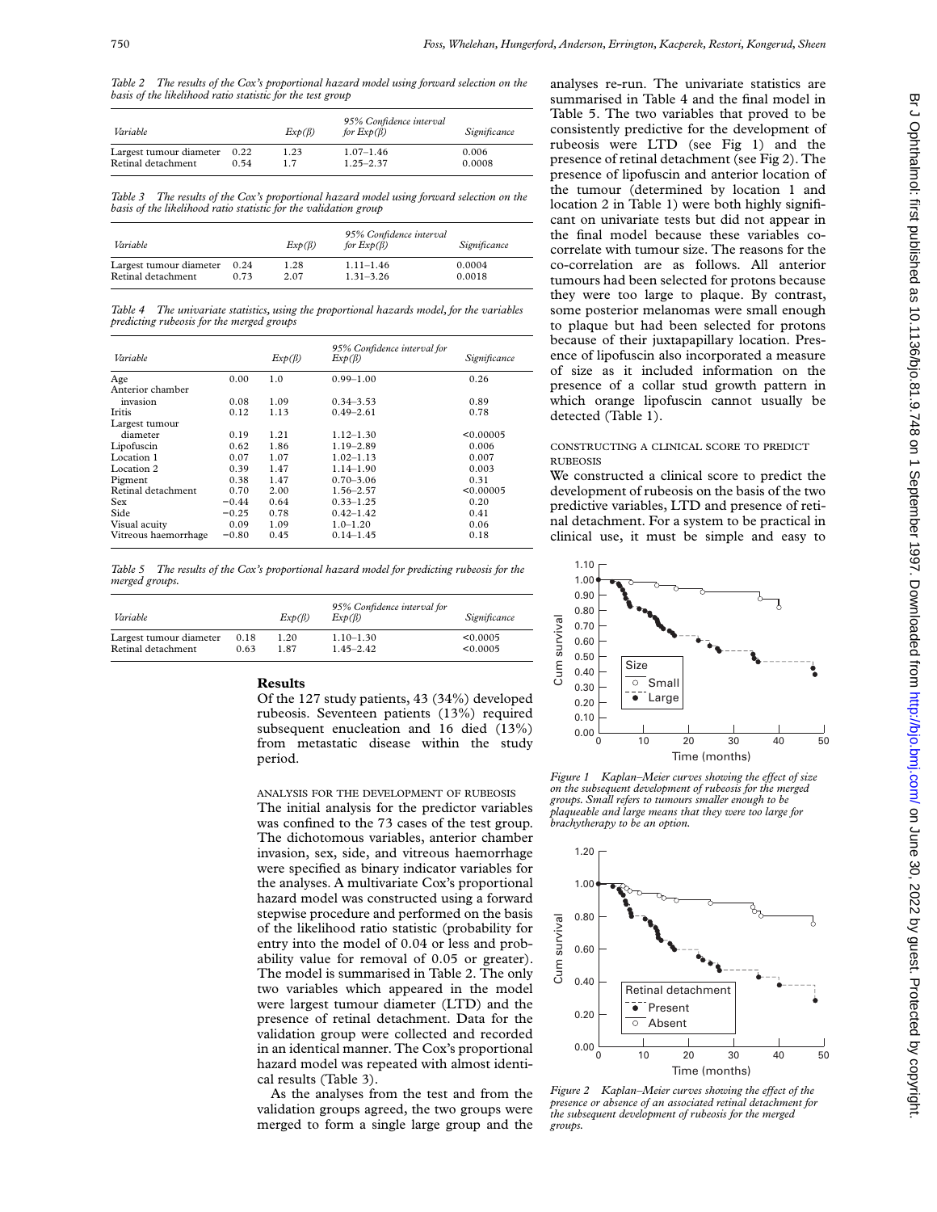*Table 2 The results of the Cox's proportional hazard model using forward selection on the basis of the likelihood ratio statistic for the test group*

| Variable | | $Exp(\beta)$ | 95% Confidence interval for $Exp(\beta)$ | Significance |
|---|---|---|---|---|
| Largest tumour diameter | 0.22 | 1.23 | 1.07–1.46 | 0.006 |
| Retinal detachment | 0.54 | 1.7 | 1.25–2.37 | 0.0008 |

*Table 3 The results of the Cox's proportional hazard model using forward selection on the basis of the likelihood ratio statistic for the validation group*

| Variable | | $Exp(\beta)$ | 95% Confidence interval for $Exp(\beta)$ | Significance |
|---|---|---|---|---|
| Largest tumour diameter | 0.24 | 1.28 | 1.11–1.46 | 0.0004 |
| Retinal detachment | 0.73 | 2.07 | 1.31–3.26 | 0.0018 |

*Table 4 The univariate statistics, using the proportional hazards model, for the variables predicting rubeosis for the merged groups*

| Variable | | $Exp(\beta)$ | 95% Confidence interval for $Exp(\beta)$ | Significance |
|---|---|---|---|---|
| Age | 0.00 | 1.0 | 0.99–1.00 | 0.26 |
| Anterior chamber invasion | 0.08 | 1.09 | 0.34–3.53 | 0.89 |
| Iritis | 0.12 | 1.13 | 0.49–2.61 | 0.78 |
| Largest tumour diameter | 0.19 | 1.21 | 1.12–1.30 | <0.00005 |
| Lipofuscin | 0.62 | 1.86 | 1.19–2.89 | 0.006 |
| Location 1 | 0.07 | 1.07 | 1.02–1.13 | 0.007 |
| Location 2 | 0.39 | 1.47 | 1.14–1.90 | 0.003 |
| Pigment | 0.38 | 1.47 | 0.70–3.06 | 0.31 |
| Retinal detachment | 0.70 | 2.00 | 1.56–2.57 | <0.00005 |
| Sex | −0.44 | 0.64 | 0.33–1.25 | 0.20 |
| Side | −0.25 | 0.78 | 0.42–1.42 | 0.41 |
| Visual acuity | 0.09 | 1.09 | 1.0–1.20 | 0.06 |
| Vitreous haemorrhage | −0.80 | 0.45 | 0.14–1.45 | 0.18 |

*Table 5 The results of the Cox's proportional hazard model for predicting rubeosis for the merged groups.*

| Variable | | $Exp(\beta)$ | 95% Confidence interval for $Exp(\beta)$ | Significance |
|---|---|---|---|---|
| Largest tumour diameter | 0.18 | 1.20 | 1.10–1.30 | <0.0005 |
| Retinal detachment | 0.63 | 1.87 | 1.45–2.42 | <0.0005 |

## Results

Of the 127 study patients, 43 (34%) developed rubeosis. Seventeen patients (13%) required subsequent enucleation and 16 died (13%) from metastatic disease within the study period.

### ANALYSIS FOR THE DEVELOPMENT OF RUBEOSIS

The initial analysis for the predictor variables was confined to the 73 cases of the test group. The dichotomous variables, anterior chamber invasion, sex, side, and vitreous haemorrhage were specified as binary indicator variables for the analyses. A multivariate Cox's proportional hazard model was constructed using a forward stepwise procedure and performed on the basis of the likelihood ratio statistic (probability for entry into the model of 0.04 or less and probability value for removal of 0.05 or greater). The model is summarised in Table 2. The only two variables which appeared in the model were largest tumour diameter (LTD) and the presence of retinal detachment. Data for the validation group were collected and recorded in an identical manner. The Cox's proportional hazard model was repeated with almost identical results (Table 3).

As the analyses from the test and from the validation groups agreed, the two groups were merged to form a single large group and the analyses re-run. The univariate statistics are summarised in Table 4 and the final model in Table 5. The two variables that proved to be consistently predictive for the development of rubeosis were LTD (see Fig 1) and the presence of retinal detachment (see Fig 2). The presence of lipofuscin and anterior location of the tumour (determined by location 1 and location 2 in Table 1) were both highly significant on univariate tests but did not appear in the final model because these variables co-correlate with tumour size. The reasons for the co-correlation are as follows. All anterior tumours had been selected for protons because they were too large to plaque. By contrast, some posterior melanomas were small enough to plaque but had been selected for protons because of their juxtapapillary location. Presence of lipofuscin also incorporated a measure of size as it included information on the presence of a collar stud growth pattern in which orange lipofuscin cannot usually be detected (Table 1).

### CONSTRUCTING A CLINICAL SCORE TO PREDICT RUBEOSIS

We constructed a clinical score to predict the development of rubeosis on the basis of the two predictive variables, LTD and presence of retinal detachment. For a system to be practical in clinical use, it must be simple and easy to

*Figure 1 Kaplan–Meier curves showing the effect of size on the subsequent development of rubeosis for the merged groups. Small refers to tumours smaller enough to be plaqueable and large means that they were too large for brachytherapy to be an option.*

*Figure 2 Kaplan–Meier curves showing the effect of the presence or absence of an associated retinal detachment for the subsequent development of rubeosis for the merged groups.*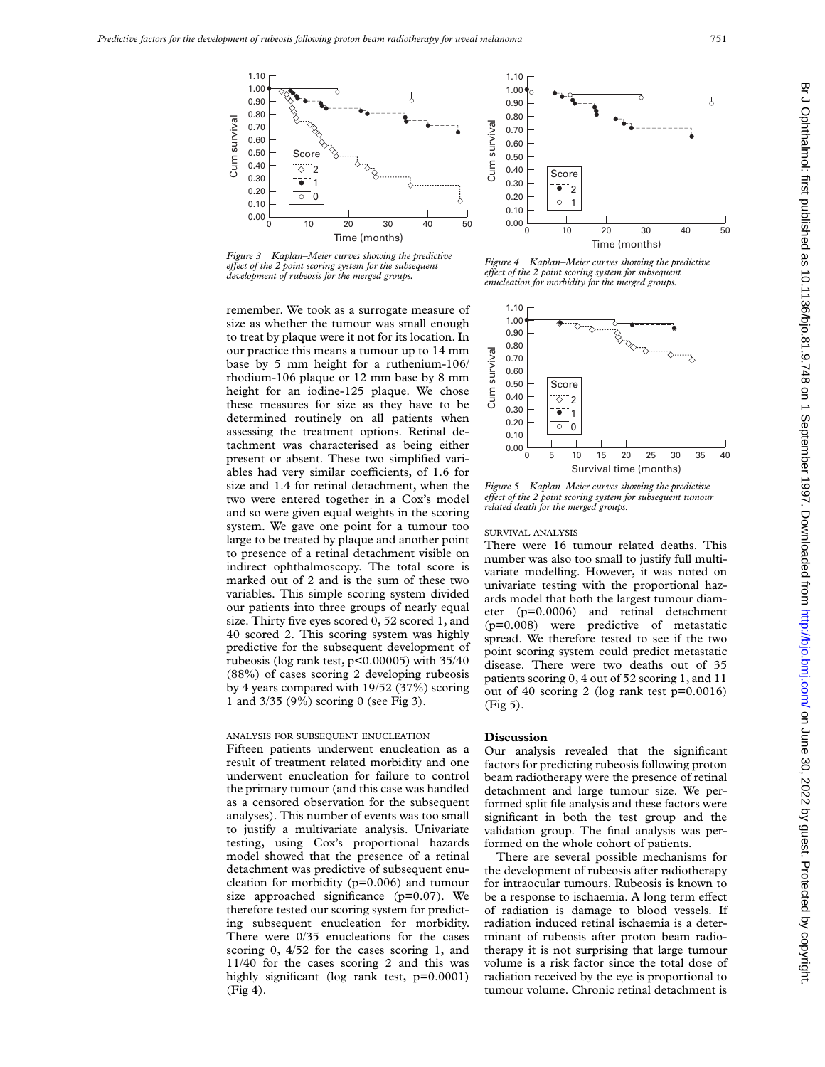*Figure 3 Kaplan–Meier curves showing the predictive effect of the 2 point scoring system for the subsequent development of rubeosis for the merged groups.*

*Figure 4 Kaplan–Meier curves showing the predictive effect of the 2 point scoring system for subsequent enucleation for morbidity for the merged groups.*

remember. We took as a surrogate measure of size as whether the tumour was small enough to treat by plaque were it not for its location. In our practice this means a tumour up to 14 mm base by 5 mm height for a ruthenium-106/rhodium-106 plaque or 12 mm base by 8 mm height for an iodine-125 plaque. We chose these measures for size as they have to be determined routinely on all patients when assessing the treatment options. Retinal detachment was characterised as being either present or absent. These two simplified variables had very similar coefficients, of 1.6 for size and 1.4 for retinal detachment, when the two were entered together in a Cox's model and so were given equal weights in the scoring system. We gave one point for a tumour too large to be treated by plaque and another point to presence of a retinal detachment visible on indirect ophthalmoscopy. The total score is marked out of 2 and is the sum of these two variables. This simple scoring system divided our patients into three groups of nearly equal size. Thirty five eyes scored 0, 52 scored 1, and 40 scored 2. This scoring system was highly predictive for the subsequent development of rubeosis (log rank test, $p<0.00005$) with 35/40 (88%) of cases scoring 2 developing rubeosis by 4 years compared with 19/52 (37%) scoring 1 and 3/35 (9%) scoring 0 (see Fig 3).

### ANALYSIS FOR SUBSEQUENT ENUCLEATION

Fifteen patients underwent enucleation as a result of treatment related morbidity and one underwent enucleation for failure to control the primary tumour (and this case was handled as a censored observation for the subsequent analyses). This number of events was too small to justify a multivariate analysis. Univariate testing, using Cox's proportional hazards model showed that the presence of a retinal detachment was predictive of subsequent enucleation for morbidity ($p=0.006$) and tumour size approached significance ($p=0.07$). We therefore tested our scoring system for predicting subsequent enucleation for morbidity. There were 0/35 enucleations for the cases scoring 0, 4/52 for the cases scoring 1, and 11/40 for the cases scoring 2 and this was highly significant (log rank test, $p=0.0001$) (Fig 4).

*Figure 5 Kaplan–Meier curves showing the predictive effect of the 2 point scoring system for subsequent tumour related death for the merged groups.*

### SURVIVAL ANALYSIS

There were 16 tumour related deaths. This number was also too small to justify full multivariate modelling. However, it was noted on univariate testing with the proportional hazards model that both the largest tumour diameter ($p=0.0006$) and retinal detachment ($p=0.008$) were predictive of metastatic spread. We therefore tested to see if the two point scoring system could predict metastatic disease. There were two deaths out of 35 patients scoring 0, 4 out of 52 scoring 1, and 11 out of 40 scoring 2 (log rank test $p=0.0016$) (Fig 5).

## Discussion

Our analysis revealed that the significant factors for predicting rubeosis following proton beam radiotherapy were the presence of retinal detachment and large tumour size. We performed split file analysis and these factors were significant in both the test group and the validation group. The final analysis was performed on the whole cohort of patients.

There are several possible mechanisms for the development of rubeosis after radiotherapy for intraocular tumours. Rubeosis is known to be a response to ischaemia. A long term effect of radiation is damage to blood vessels. If radiation induced retinal ischaemia is a determinant of rubeosis after proton beam radiotherapy it is not surprising that large tumour volume is a risk factor since the total dose of radiation received by the eye is proportional to tumour volume. Chronic retinal detachment is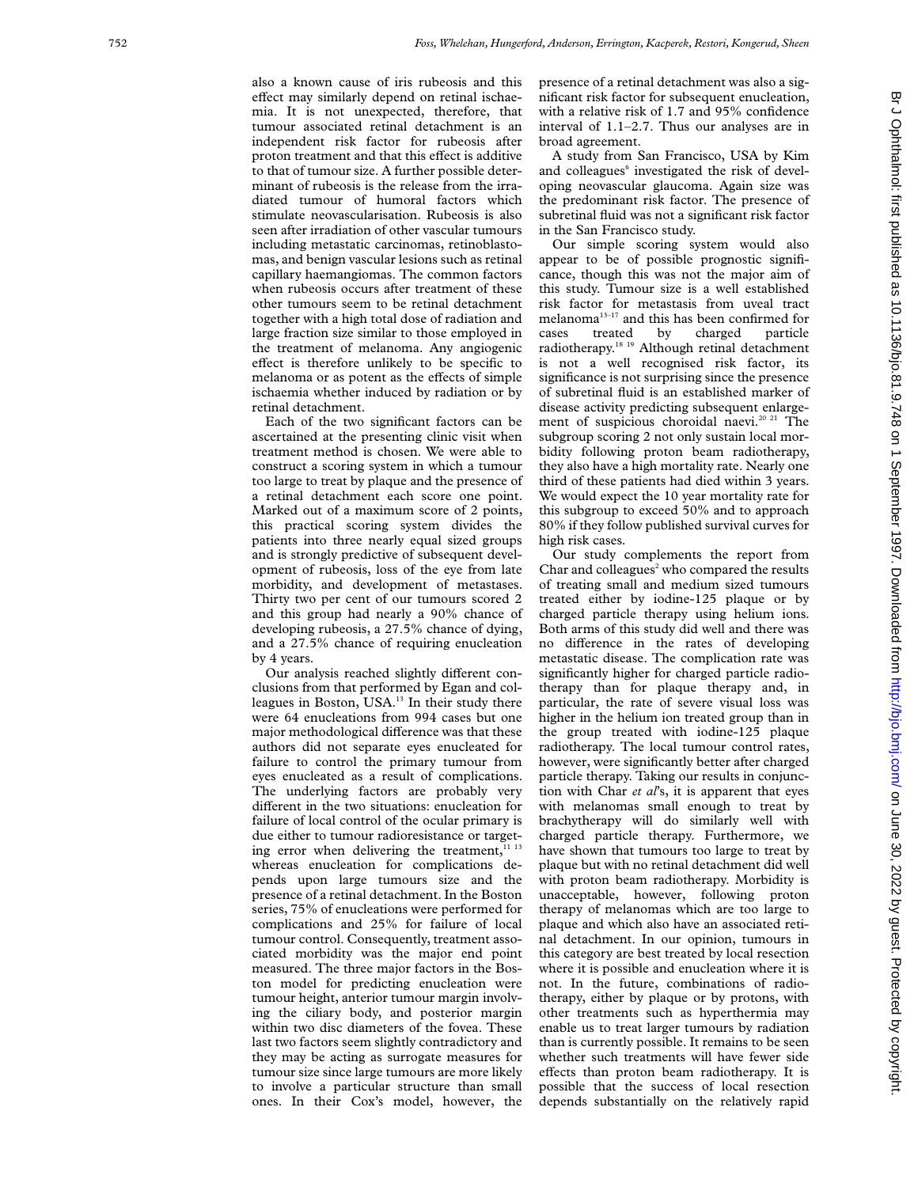also a known cause of iris rubeosis and this effect may similarly depend on retinal ischaemia. It is not unexpected, therefore, that tumour associated retinal detachment is an independent risk factor for rubeosis after proton treatment and that this effect is additive to that of tumour size. A further possible determinant of rubeosis is the release from the irradiated tumour of humoral factors which stimulate neovascularisation. Rubeosis is also seen after irradiation of other vascular tumours including metastatic carcinomas, retinoblastomas, and benign vascular lesions such as retinal capillary haemangiomas. The common factors when rubeosis occurs after treatment of these other tumours seem to be retinal detachment together with a high total dose of radiation and large fraction size similar to those employed in the treatment of melanoma. Any angiogenic effect is therefore unlikely to be specific to melanoma or as potent as the effects of simple ischaemia whether induced by radiation or by retinal detachment.

Each of the two significant factors can be ascertained at the presenting clinic visit when treatment method is chosen. We were able to construct a scoring system in which a tumour too large to treat by plaque and the presence of a retinal detachment each score one point. Marked out of a maximum score of 2 points, this practical scoring system divides the patients into three nearly equal sized groups and is strongly predictive of subsequent development of rubeosis, loss of the eye from late morbidity, and development of metastases. Thirty two per cent of our tumours scored 2 and this group had nearly a 90% chance of developing rubeosis, a 27.5% chance of dying, and a 27.5% chance of requiring enucleation by 4 years.

Our analysis reached slightly different conclusions from that performed by Egan and colleagues in Boston, USA.[13] In their study there were 64 enucleations from 994 cases but one major methodological difference was that these authors did not separate eyes enucleated for failure to control the primary tumour from eyes enucleated as a result of complications. The underlying factors are probably very different in the two situations: enucleation for failure of local control of the ocular primary is due either to tumour radioresistance or targeting error when delivering the treatment,[11 13] whereas enucleation for complications depends upon large tumours size and the presence of a retinal detachment. In the Boston series, 75% of enucleations were performed for complications and 25% for failure of local tumour control. Consequently, treatment associated morbidity was the major end point measured. The three major factors in the Boston model for predicting enucleation were tumour height, anterior tumour margin involving the ciliary body, and posterior margin within two disc diameters of the fovea. These last two factors seem slightly contradictory and they may be acting as surrogate measures for tumour size since large tumours are more likely to involve a particular structure than small ones. In their Cox's model, however, the presence of a retinal detachment was also a significant risk factor for subsequent enucleation, with a relative risk of 1.7 and 95% confidence interval of 1.1–2.7. Thus our analyses are in broad agreement.

A study from San Francisco, USA by Kim and colleagues[6] investigated the risk of developing neovascular glaucoma. Again size was the predominant risk factor. The presence of subretinal fluid was not a significant risk factor in the San Francisco study.

Our simple scoring system would also appear to be of possible prognostic significance, though this was not the major aim of this study. Tumour size is a well established risk factor for metastasis from uveal tract melanoma[13–17] and this has been confirmed for cases treated by charged particle radiotherapy.[18 19] Although retinal detachment is not a well recognised risk factor, its significance is not surprising since the presence of subretinal fluid is an established marker of disease activity predicting subsequent enlargement of suspicious choroidal naevi.[20 21] The subgroup scoring 2 not only sustain local morbidity following proton beam radiotherapy, they also have a high mortality rate. Nearly one third of these patients had died within 3 years. We would expect the 10 year mortality rate for this subgroup to exceed 50% and to approach 80% if they follow published survival curves for high risk cases.

Our study complements the report from Char and colleagues[2] who compared the results of treating small and medium sized tumours treated either by iodine-125 plaque or by charged particle therapy using helium ions. Both arms of this study did well and there was no difference in the rates of developing metastatic disease. The complication rate was significantly higher for charged particle radiotherapy than for plaque therapy and, in particular, the rate of severe visual loss was higher in the helium ion treated group than in the group treated with iodine-125 plaque radiotherapy. The local tumour control rates, however, were significantly better after charged particle therapy. Taking our results in conjunction with Char *et al*'s, it is apparent that eyes with melanomas small enough to treat by brachytherapy will do similarly well with charged particle therapy. Furthermore, we have shown that tumours too large to treat by plaque but with no retinal detachment did well with proton beam radiotherapy. Morbidity is unacceptable, however, following proton therapy of melanomas which are too large to plaque and which also have an associated retinal detachment. In our opinion, tumours in this category are best treated by local resection where it is possible and enucleation where it is not. In the future, combinations of radiotherapy, either by plaque or by protons, with other treatments such as hyperthermia may enable us to treat larger tumours by radiation than is currently possible. It remains to be seen whether such treatments will have fewer side effects than proton beam radiotherapy. It is possible that the success of local resection depends substantially on the relatively rapid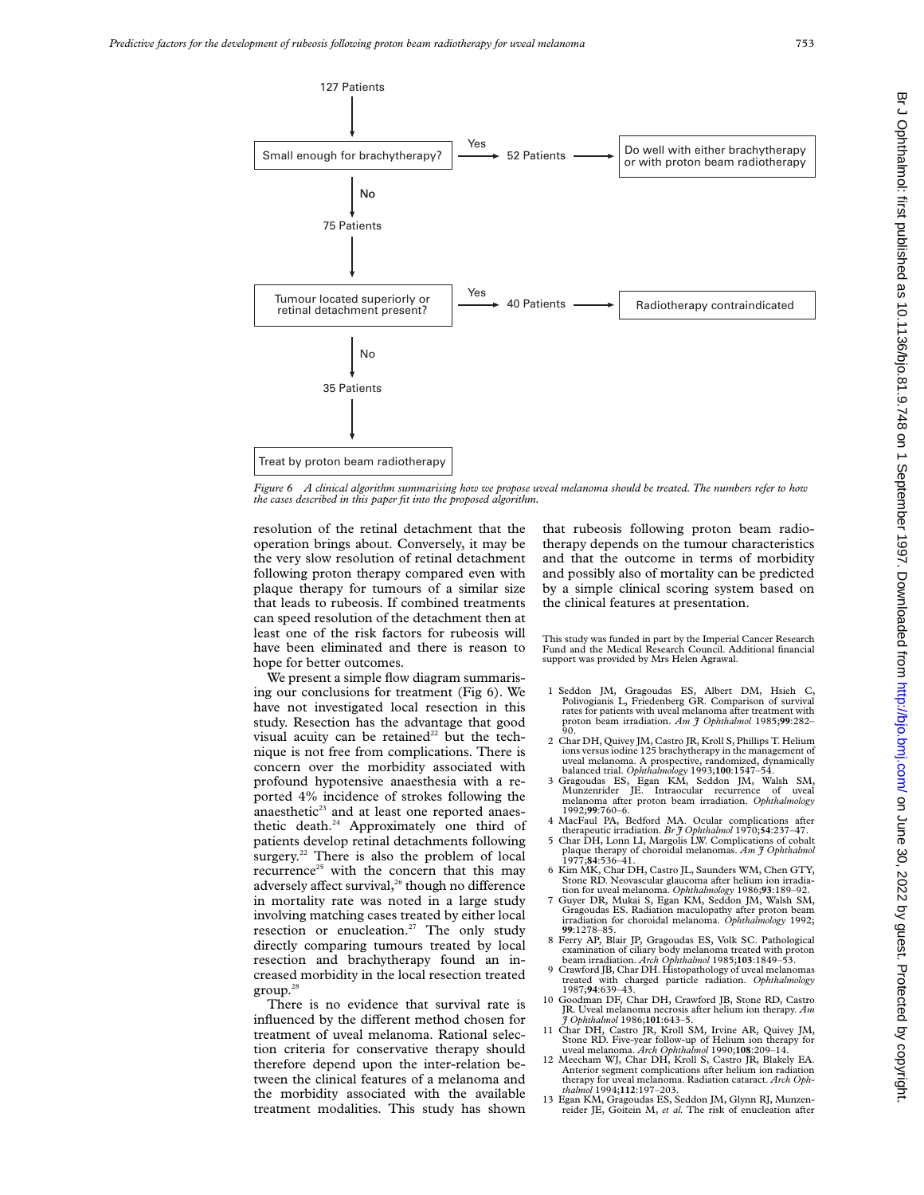127 Patients

↓

Small enough for brachytherapy? → Yes → 52 Patients → Do well with either brachytherapy or with proton beam radiotherapy

↓ No

75 Patients

↓

Tumour located superiorly or retinal detachment present? → Yes → 40 Patients → Radiotherapy contraindicated

↓ No

35 Patients

↓

Treat by proton beam radiotherapy

*Figure 6 A clinical algorithm summarising how we propose uveal melanoma should be treated. The numbers refer to how the cases described in this paper fit into the proposed algorithm.*

resolution of the retinal detachment that the operation brings about. Conversely, it may be the very slow resolution of retinal detachment following proton therapy compared even with plaque therapy for tumours of a similar size that leads to rubeosis. If combined treatments can speed resolution of the detachment then at least one of the risk factors for rubeosis will have been eliminated and there is reason to hope for better outcomes.

We present a simple flow diagram summarising our conclusions for treatment (Fig 6). We have not investigated local resection in this study. Resection has the advantage that good visual acuity can be retained[22] but the technique is not free from complications. There is concern over the morbidity associated with profound hypotensive anaesthesia with a reported 4% incidence of strokes following the anaesthetic[23] and at least one reported anaesthetic death.[24] Approximately one third of patients develop retinal detachments following surgery.[22] There is also the problem of local recurrence[25] with the concern that this may adversely affect survival,[26] though no difference in mortality rate was noted in a large study involving matching cases treated by either local resection or enucleation.[27] The only study directly comparing tumours treated by local resection and brachytherapy found an increased morbidity in the local resection treated group.[28]

There is no evidence that survival rate is influenced by the different method chosen for treatment of uveal melanoma. Rational selection criteria for conservative therapy should therefore depend upon the inter-relation between the clinical features of a melanoma and the morbidity associated with the available treatment modalities. This study has shown that rubeosis following proton beam radiotherapy depends on the tumour characteristics and that the outcome in terms of morbidity and possibly also of mortality can be predicted by a simple clinical scoring system based on the clinical features at presentation.

This study was funded in part by the Imperial Cancer Research Fund and the Medical Research Council. Additional financial support was provided by Mrs Helen Agrawal.

1 Seddon JM, Gragoudas ES, Albert DM, Hsieh C, Polivogianis L, Friedenberg GR. Comparison of survival rates for patients with uveal melanoma after treatment with proton beam irradiation. *Am J Ophthalmol* 1985;**99**:282–90.
2 Char DH, Quivey JM, Castro JR, Kroll S, Phillips T. Helium ions versus iodine 125 brachytherapy in the management of uveal melanoma. A prospective, randomized, dynamically balanced trial. *Ophthalmology* 1993;**100**:1547–54.
3 Gragoudas ES, Egan KM, Seddon JM, Walsh SM, Munzenrider JE. Intraocular recurrence of uveal melanoma after proton beam irradiation. *Ophthalmology* 1992;**99**:760–6.
4 MacFaul PA, Bedford MA. Ocular complications after therapeutic irradiation. *Br J Ophthalmol* 1970;**54**:237–47.
5 Char DH, Lonn LI, Margolis LW. Complications of cobalt plaque therapy of choroidal melanomas. *Am J Ophthalmol* 1977;**84**:536–41.
6 Kim MK, Char DH, Castro JL, Saunders WM, Chen GTY, Stone RD. Neovascular glaucoma after helium ion irradiation for uveal melanoma. *Ophthalmology* 1986;**93**:189–92.
7 Guyer DR, Mukai S, Egan KM, Seddon JM, Walsh SM, Gragoudas ES. Radiation maculopathy after proton beam irradiation for choroidal melanoma. *Ophthalmology* 1992;**99**:1278–85.
8 Ferry AP, Blair JP, Gragoudas ES, Volk SC. Pathological examination of ciliary body melanoma treated with proton beam irradiation. *Arch Ophthalmol* 1985;**103**:1849–53.
9 Crawford JB, Char DH. Histopathology of uveal melanomas treated with charged particle radiation. *Ophthalmology* 1987;**94**:639–43.
10 Goodman DF, Char DH, Crawford JB, Stone RD, Castro JR. Uveal melanoma necrosis after helium ion therapy. *Am J Ophthalmol* 1986;**101**:643–5.
11 Char DH, Castro JR, Kroll SM, Irvine AR, Quivey JM, Stone RD. Five-year follow-up of Helium ion therapy for uveal melanoma. *Arch Ophthalmol* 1990;**108**:209–14.
12 Meecham WJ, Char DH, Kroll S, Castro JR, Blakely EA. Anterior segment complications after helium ion radiation therapy for uveal melanoma. Radiation cataract. *Arch Ophthalmol* 1994;**112**:197–203.
13 Egan KM, Gragoudas ES, Seddon JM, Glynn RJ, Munzenreider JE, Goitein M, *et al.* The risk of enucleation after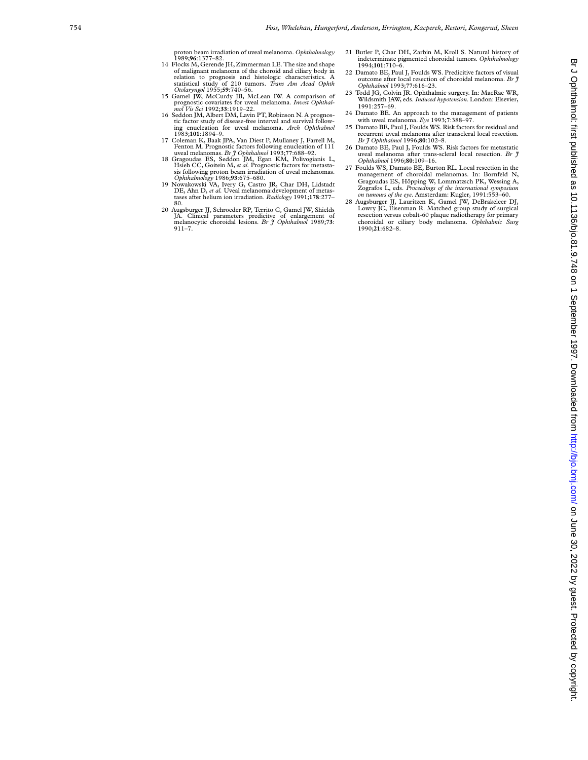proton beam irradiation of uveal melanoma. *Ophthalmology* 1989;**96**:1377–82.

14 Flocks M, Gerende JH, Zimmerman LE. The size and shape of malignant melanoma of the choroid and ciliary body in relation to prognosis and histologic characteristics. A statistical study of 210 tumors. *Trans Am Acad Ophth Otolaryngol* 1955;**59**:740–56.

15 Gamel JW, McCurdy JB, McLean IW. A comparison of prognostic covariates for uveal melanoma. *Invest Ophthalmol Vis Sci* 1992;**33**:1919–22.

16 Seddon JM, Albert DM, Lavin PT, Robinson N. A prognostic factor study of disease-free interval and survival following enucleation for uveal melanoma. *Arch Ophthalmol* 1983;**101**:1894–9.

17 Coleman K, Baak JPA, Van Diest P, Mullaney J, Farrell M, Fenton M. Prognostic factors following enucleation of 111 uveal melanomas. *Br J Ophthalmol* 1993;**77**:688–92.

18 Gragoudas ES, Seddon JM, Egan KM, Polivogianis L, Hsieh CC, Goitein M, *et al.* Prognostic factors for metastasis following proton beam irradiation of uveal melanomas. *Ophthalmology* 1986;**93**:675–680.

19 Nowakowski VA, Ivery G, Castro JR, Char DH, Lidstadt DE, Ahn D, *et al.* Uveal melanoma:development of metastases after helium ion irradiation. *Radiology* 1991;**178**:277–80.

20 Augsburger JJ, Schroeder RP, Territo C, Gamel JW, Shields JA. Clinical parameters predicitve of enlargement of melanocytic choroidal lesions. *Br J Ophthalmol* 1989;**73**:911–7.

21 Butler P, Char DH, Zarbin M, Kroll S. Natural history of indeterminate pigmented choroidal tumors. *Ophthalmology* 1994;**101**:710–6.

22 Damato BE, Paul J, Foulds WS. Predicitive factors of visual outcome after local resection of choroidal melanoma. *Br J Ophthalmol* 1993;**77**:616–23.

23 Todd JG, Colvin JR. Ophthalmic surgery. In: MacRae WR, Wildsmith JAW, eds. *Induced hypotension*. London: Elsevier, 1991:257–69.

24 Damato BE. An approach to the management of patients with uveal melanoma. *Eye* 1993;**7**:388–97.

25 Damato BE, Paul J, Foulds WS. Risk factors for residual and recurrent uveal melanoma after transcleral local resection. *Br J Ophthalmol* 1996;**80**:102–8.

26 Damato BE, Paul J, Foulds WS. Risk factors for metastatic uveal melanoma after trans-scleral local resection. *Br J Ophthalmol* 1996;**80**:109–16.

27 Foulds WS, Damato BE, Burton RL. Local resection in the management of choroidal melanomas. In: Bornfeld N, Gragoudas ES, Höpping W, Lommatzsch PK, Wessing A, Zografos L, eds. *Proceedings of the international symposium on tumours of the eye*. Amsterdam: Kugler, 1991:553–60.

28 Augsburger JJ, Lauritzen K, Gamel JW, DeBrakeleer DJ, Lowry JC, Eisenman R. Matched group study of surgical resection versus cobalt-60 plaque radiotherapy for primary choroidal or ciliary body melanoma. *Ophthalmic Surg* 1990;**21**:682–8.